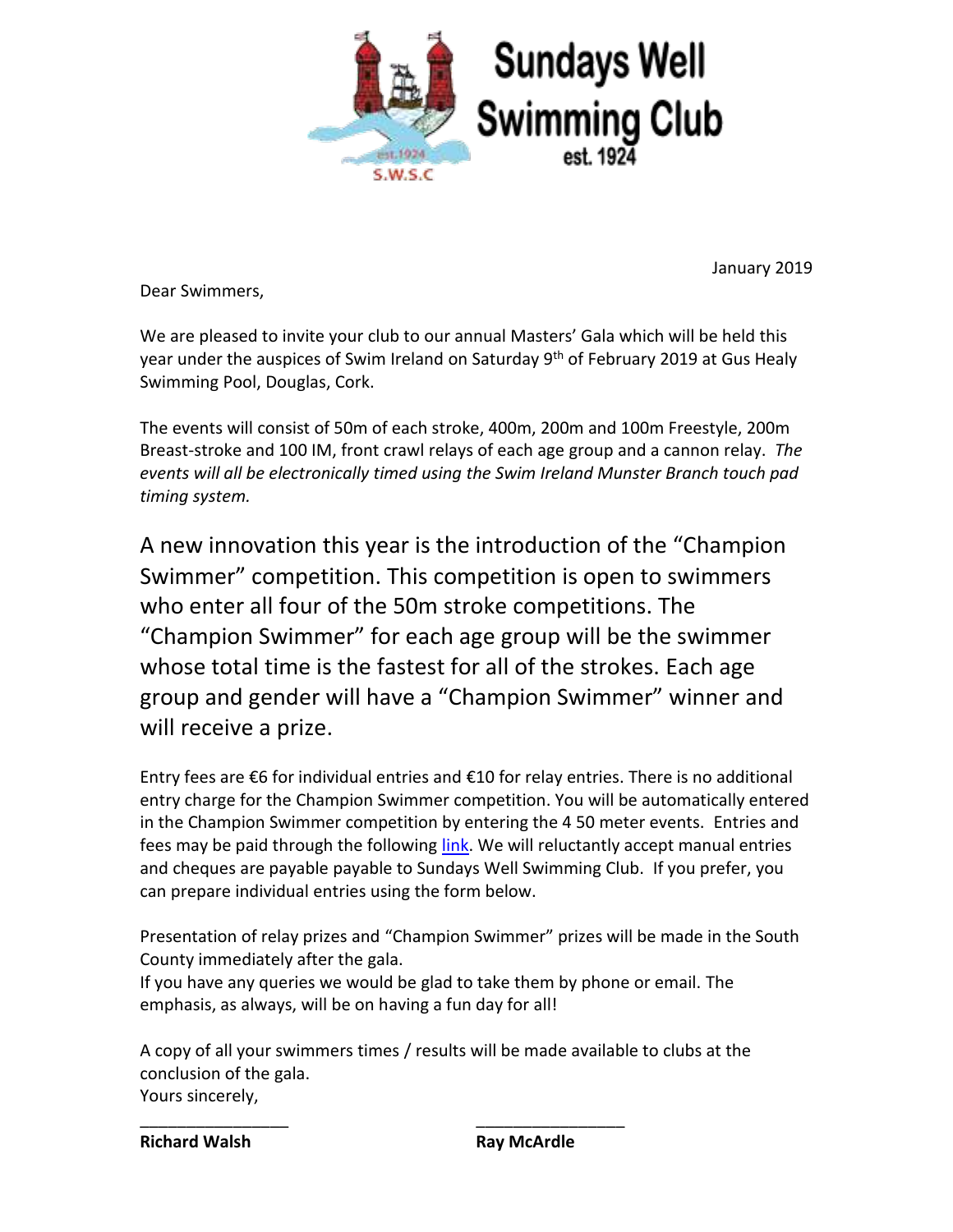# Sundays Well Swimming Club

est. 1924

January 2019

Dear Swimmers,

We are pleased to invite your club to our annual Masters' Gala which will be held this year under the auspices of Swim Ireland on Saturday 9th of February 2019 at Gus Healy Swimming Pool, Douglas, Cork.

The events will consist of 50m of each stroke, 400m, 200m and 100m Freestyle, 200m Breast-stroke and 100 IM, front crawl relays of each age group and a cannon relay. *The events will all be electronically timed using the Swim Ireland Munster Branch touch pad timing system.*

A new innovation this year is the introduction of the "Champion Swimmer" competition. This competition is open to swimmers who enter all four of the 50m stroke competitions. The "Champion Swimmer" for each age group will be the swimmer whose total time is the fastest for all of the strokes. Each age group and gender will have a "Champion Swimmer" winner and will receive a prize.

Entry fees are €6 for individual entries and €10 for relay entries. There is no additional entry charge for the Champion Swimmer competition. You will be automatically entered in the Champion Swimmer competition by entering the 4 50 meter events. Entries and fees may be paid through the following link. We will reluctantly accept manual entries and cheques are payable payable to Sundays Well Swimming Club. If you prefer, you can prepare individual entries using the form below.

Presentation of relay prizes and "Champion Swimmer" prizes will be made in the South County immediately after the gala.
If you have any queries we would be glad to take them by phone or email. The emphasis, as always, will be on having a fun day for all!

A copy of all your swimmers times / results will be made available to clubs at the conclusion of the gala.
Yours sincerely,

\_\_\_\_\_\_\_\_\_\_\_\_\_\_\_\_ \_\_\_\_\_\_\_\_\_\_\_\_\_\_\_\_

**Richard Walsh** **Ray McArdle**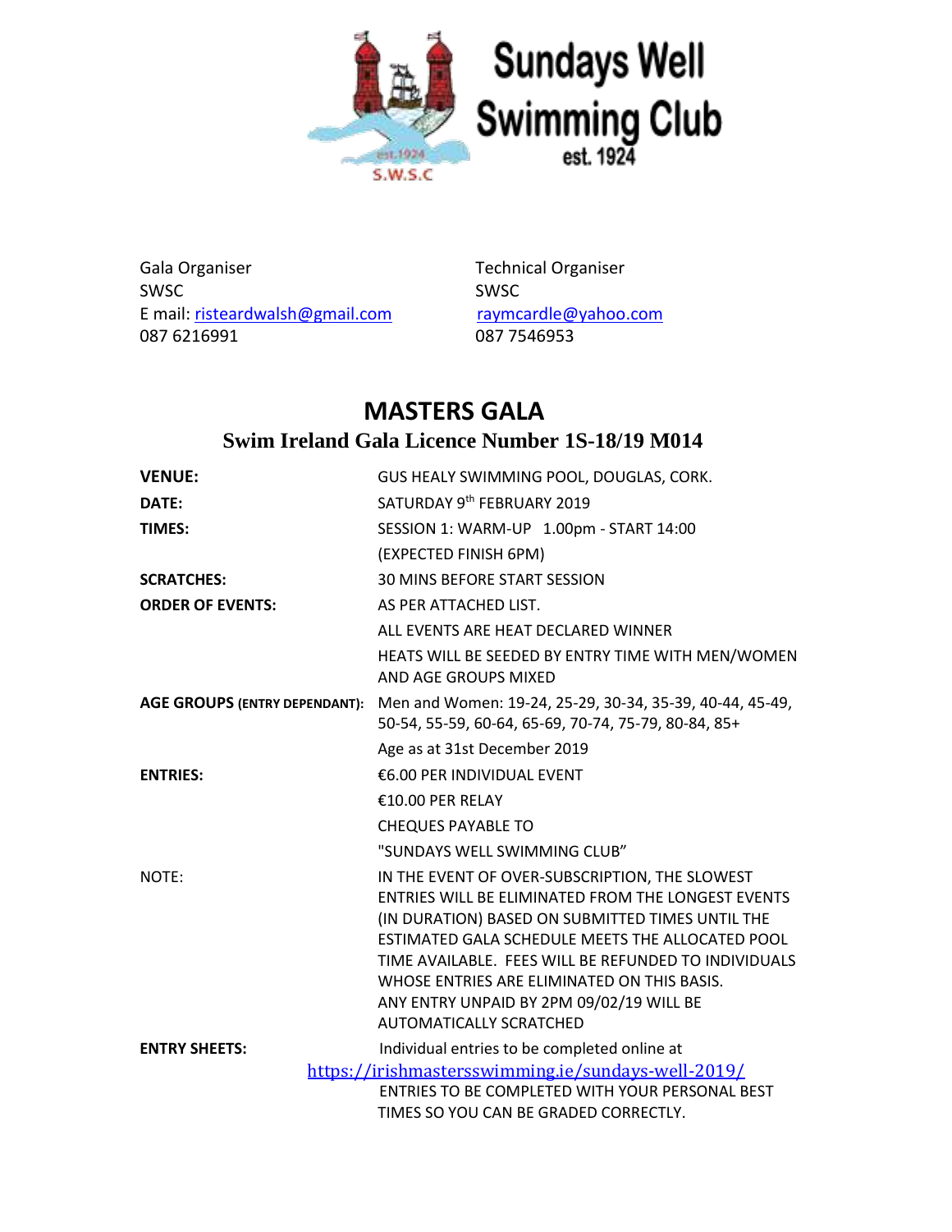# Sundays Well Swimming Club

est. 1924

| Gala Organiser | Technical Organiser |
|---|---|
| SWSC | SWSC |
| E mail: risteardwalsh@gmail.com | raymcardle@yahoo.com |
| 087 6216991 | 087 7546953 |

# MASTERS GALA

## Swim Ireland Gala Licence Number 1S-18/19 M014

**VENUE:** GUS HEALY SWIMMING POOL, DOUGLAS, CORK.

**DATE:** SATURDAY 9th FEBRUARY 2019

**TIMES:** SESSION 1: WARM-UP 1.00pm - START 14:00
(EXPECTED FINISH 6PM)

**SCRATCHES:** 30 MINS BEFORE START SESSION

**ORDER OF EVENTS:** AS PER ATTACHED LIST.
ALL EVENTS ARE HEAT DECLARED WINNER
HEATS WILL BE SEEDED BY ENTRY TIME WITH MEN/WOMEN AND AGE GROUPS MIXED

**AGE GROUPS (ENTRY DEPENDANT):** Men and Women: 19-24, 25-29, 30-34, 35-39, 40-44, 45-49, 50-54, 55-59, 60-64, 65-69, 70-74, 75-79, 80-84, 85+
Age as at 31st December 2019

**ENTRIES:** €6.00 PER INDIVIDUAL EVENT
€10.00 PER RELAY
CHEQUES PAYABLE TO
"SUNDAYS WELL SWIMMING CLUB"

NOTE: IN THE EVENT OF OVER-SUBSCRIPTION, THE SLOWEST ENTRIES WILL BE ELIMINATED FROM THE LONGEST EVENTS (IN DURATION) BASED ON SUBMITTED TIMES UNTIL THE ESTIMATED GALA SCHEDULE MEETS THE ALLOCATED POOL TIME AVAILABLE. FEES WILL BE REFUNDED TO INDIVIDUALS WHOSE ENTRIES ARE ELIMINATED ON THIS BASIS.
ANY ENTRY UNPAID BY 2PM 09/02/19 WILL BE AUTOMATICALLY SCRATCHED

**ENTRY SHEETS:** Individual entries to be completed online at
https://irishmastersswimming.ie/sundays-well-2019/
ENTRIES TO BE COMPLETED WITH YOUR PERSONAL BEST TIMES SO YOU CAN BE GRADED CORRECTLY.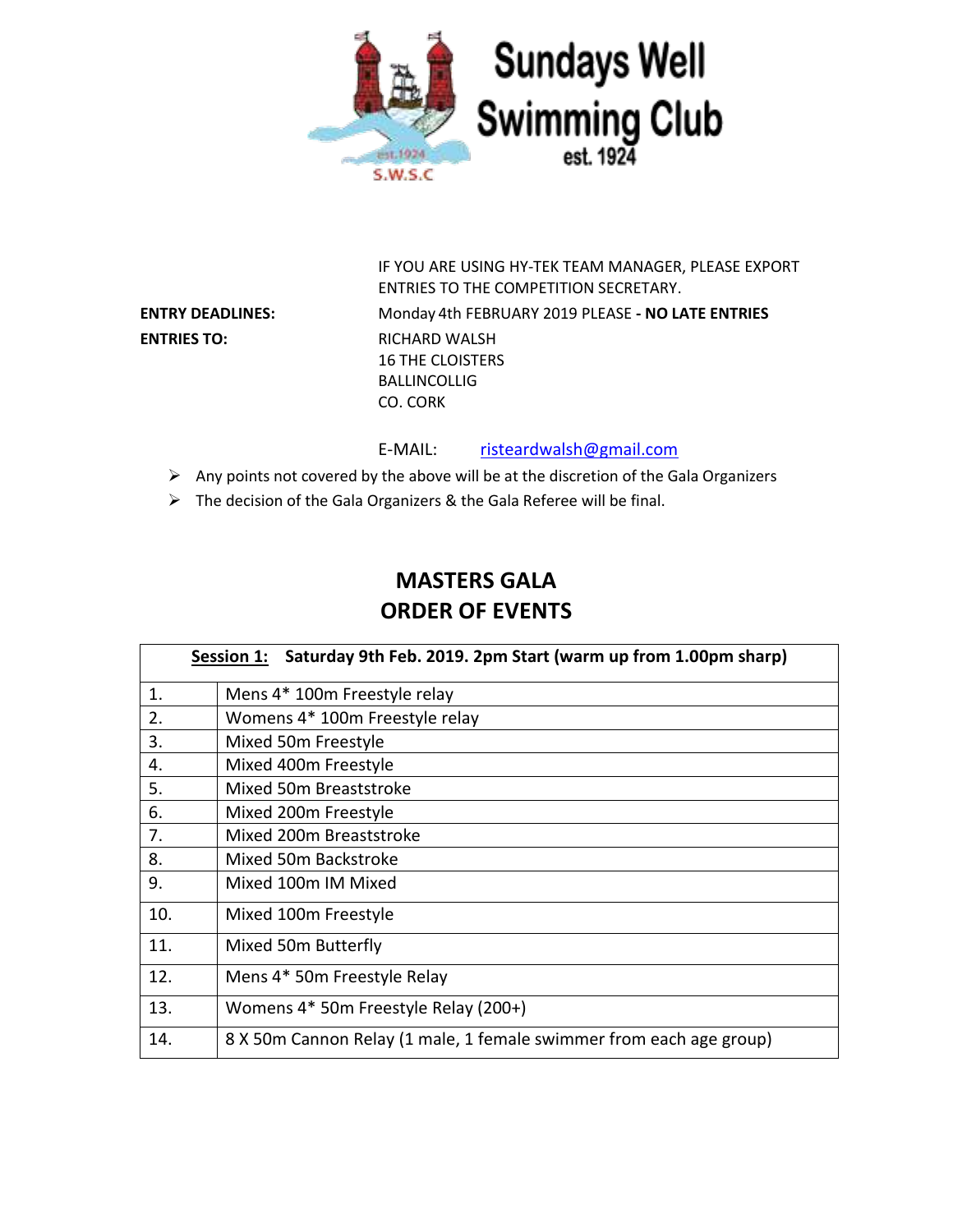Sundays Well Swimming Club
est. 1924

IF YOU ARE USING HY-TEK TEAM MANAGER, PLEASE EXPORT ENTRIES TO THE COMPETITION SECRETARY.

**ENTRY DEADLINES:** Monday 4th FEBRUARY 2019 PLEASE **- NO LATE ENTRIES**

**ENTRIES TO:** RICHARD WALSH
16 THE CLOISTERS
BALLINCOLLIG
CO. CORK

E-MAIL: risteardwalsh@gmail.com

- Any points not covered by the above will be at the discretion of the Gala Organizers
- The decision of the Gala Organizers & the Gala Referee will be final.

## MASTERS GALA
## ORDER OF EVENTS

| **Session 1: Saturday 9th Feb. 2019. 2pm Start (warm up from 1.00pm sharp)** | |
|---|---|
| 1. | Mens 4* 100m Freestyle relay |
| 2. | Womens 4* 100m Freestyle relay |
| 3. | Mixed 50m Freestyle |
| 4. | Mixed 400m Freestyle |
| 5. | Mixed 50m Breaststroke |
| 6. | Mixed 200m Freestyle |
| 7. | Mixed 200m Breaststroke |
| 8. | Mixed 50m Backstroke |
| 9. | Mixed 100m IM Mixed |
| 10. | Mixed 100m Freestyle |
| 11. | Mixed 50m Butterfly |
| 12. | Mens 4* 50m Freestyle Relay |
| 13. | Womens 4* 50m Freestyle Relay (200+) |
| 14. | 8 X 50m Cannon Relay (1 male, 1 female swimmer from each age group) |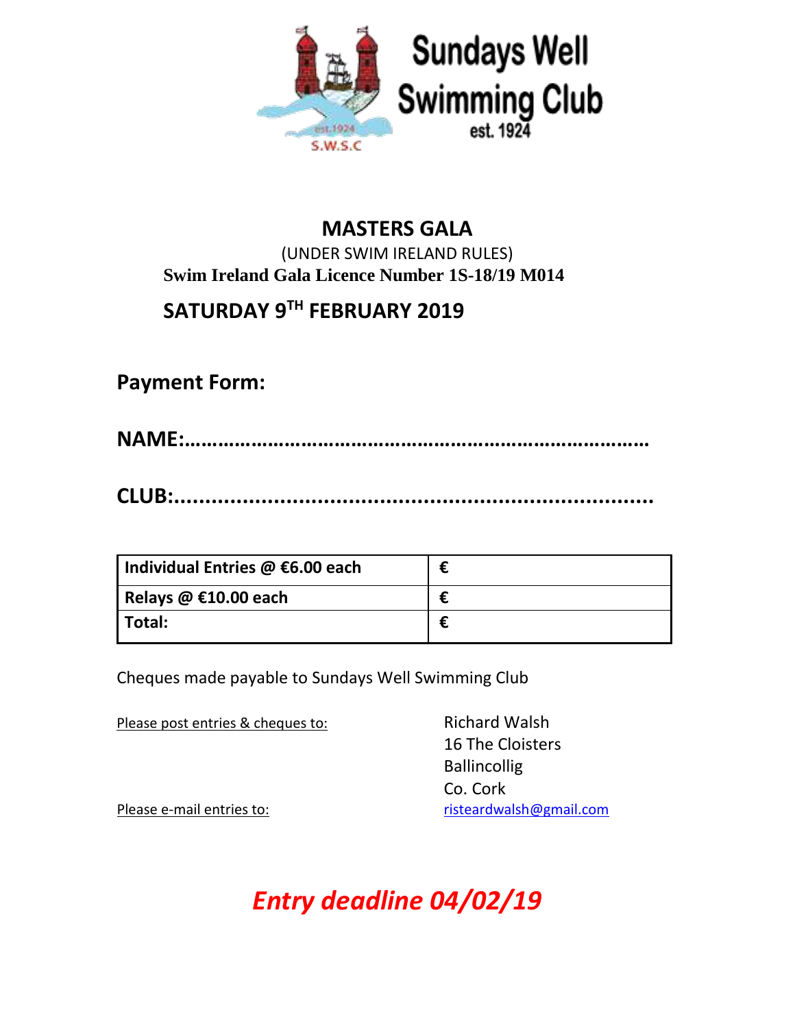Sundays Well Swimming Club
est. 1924

# MASTERS GALA

(UNDER SWIM IRELAND RULES)

**Swim Ireland Gala Licence Number 1S-18/19 M014**

## SATURDAY 9TH FEBRUARY 2019

## Payment Form:

**NAME:……………………………………………………………………………**

**CLUB:.........................................................................**

| Individual Entries @ €6.00 each | € |
|---|---|
| Relays @ €10.00 each | € |
| Total: | € |

Cheques made payable to Sundays Well Swimming Club

Please post entries & cheques to:

Richard Walsh
16 The Cloisters
Ballincollig
Co. Cork

Please e-mail entries to: risteardwalsh@gmail.com

***Entry deadline 04/02/19***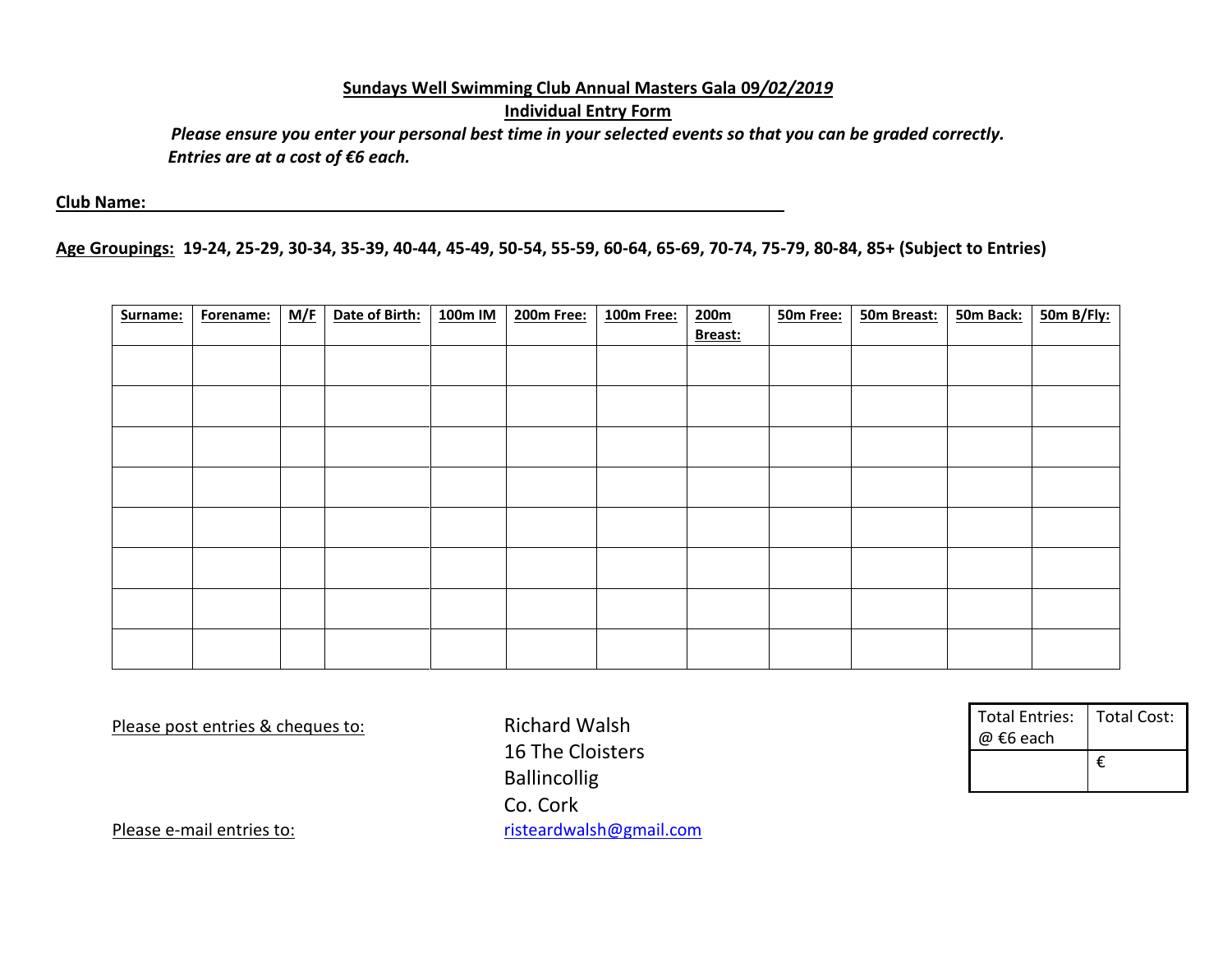**Sundays Well Swimming Club Annual Masters Gala 09*/02/2019***

**Individual Entry Form**

***Please ensure you enter your personal best time in your selected events so that you can be graded correctly.***

***Entries are at a cost of €6 each.***

**Club Name:** ______________________________________________________________________

**Age Groupings:** **19-24, 25-29, 30-34, 35-39, 40-44, 45-49, 50-54, 55-59, 60-64, 65-69, 70-74, 75-79, 80-84, 85+ (Subject to Entries)**

| Surname: | Forename: | M/F | Date of Birth: | 100m IM | 200m Free: | 100m Free: | 200m Breast: | 50m Free: | 50m Breast: | 50m Back: | 50m B/Fly: |
|---|---|---|---|---|---|---|---|---|---|---|---|
| | | | | | | | | | | | |
| | | | | | | | | | | | |
| | | | | | | | | | | | |
| | | | | | | | | | | | |
| | | | | | | | | | | | |
| | | | | | | | | | | | |
| | | | | | | | | | | | |
| | | | | | | | | | | | |

Please post entries & cheques to:

Richard Walsh
16 The Cloisters
Ballincollig
Co. Cork

Please e-mail entries to: risteardwalsh@gmail.com

| Total Entries: @ €6 each | Total Cost: |
|---|---|
| | € |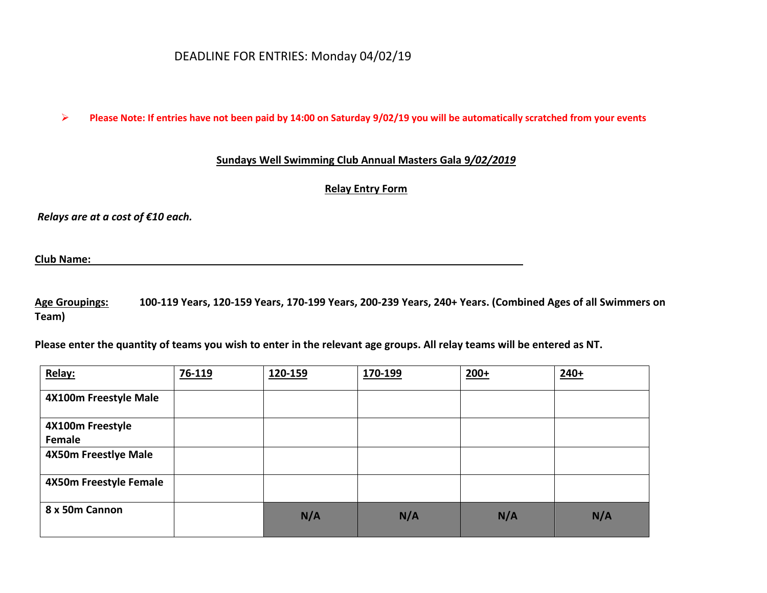DEADLINE FOR ENTRIES: Monday 04/02/19

- **Please Note: If entries have not been paid by 14:00 on Saturday 9/02/19 you will be automatically scratched from your events**

**Sundays Well Swimming Club Annual Masters Gala 9*/02/2019***

**Relay Entry Form**

***Relays are at a cost of €10 each.***

**Club Name:** ______________________________________________

**Age Groupings:** **100-119 Years, 120-159 Years, 170-199 Years, 200-239 Years, 240+ Years. (Combined Ages of all Swimmers on Team)**

**Please enter the quantity of teams you wish to enter in the relevant age groups. All relay teams will be entered as NT.**

| Relay: | 76-119 | 120-159 | 170-199 | 200+ | 240+ |
|---|---|---|---|---|---|
| 4X100m Freestyle Male | | | | | |
| 4X100m Freestyle Female | | | | | |
| 4X50m Freestlye Male | | | | | |
| 4X50m Freestyle Female | | | | | |
| 8 x 50m Cannon | | N/A | N/A | N/A | N/A |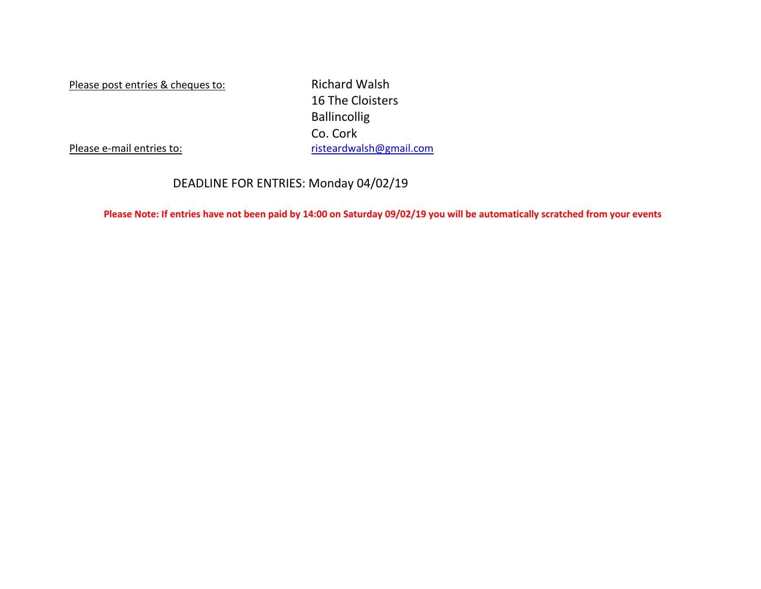Please post entries & cheques to: Richard Walsh
16 The Cloisters
Ballincollig
Co. Cork

Please e-mail entries to: risteardwalsh@gmail.com

DEADLINE FOR ENTRIES: Monday 04/02/19

**Please Note: If entries have not been paid by 14:00 on Saturday 09/02/19 you will be automatically scratched from your events**